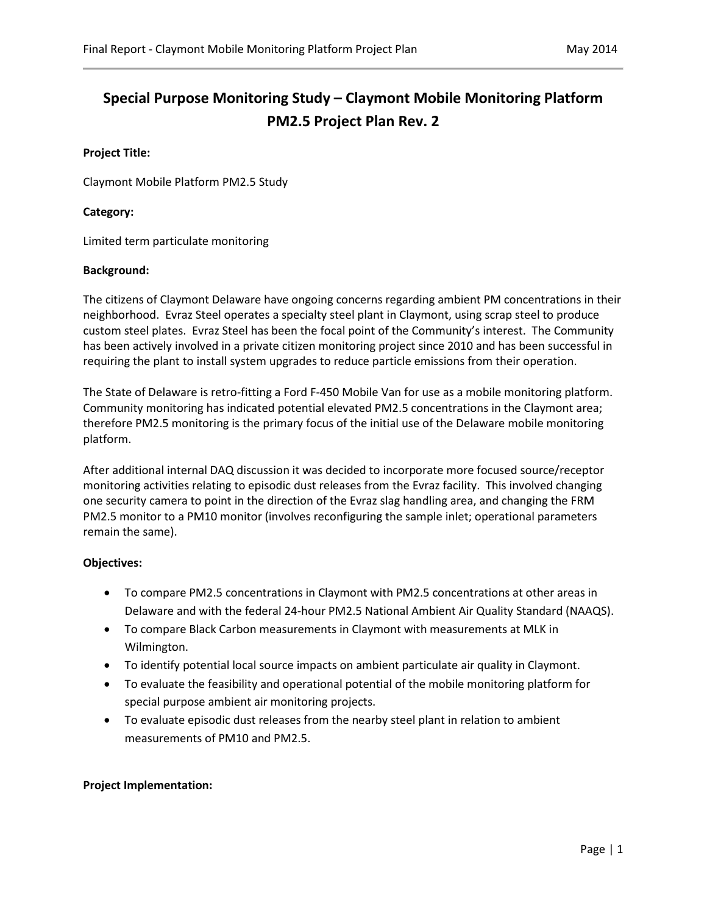# Special Purpose Monitoring Study – Claymont Mobile Monitoring Platform PM2.5 Project Plan Rev. 2

**Project Title:**

Claymont Mobile Platform PM2.5 Study

**Category:**

Limited term particulate monitoring

**Background:**

The citizens of Claymont Delaware have ongoing concerns regarding ambient PM concentrations in their neighborhood. Evraz Steel operates a specialty steel plant in Claymont, using scrap steel to produce custom steel plates. Evraz Steel has been the focal point of the Community's interest. The Community has been actively involved in a private citizen monitoring project since 2010 and has been successful in requiring the plant to install system upgrades to reduce particle emissions from their operation.

The State of Delaware is retro-fitting a Ford F-450 Mobile Van for use as a mobile monitoring platform. Community monitoring has indicated potential elevated PM2.5 concentrations in the Claymont area; therefore PM2.5 monitoring is the primary focus of the initial use of the Delaware mobile monitoring platform.

After additional internal DAQ discussion it was decided to incorporate more focused source/receptor monitoring activities relating to episodic dust releases from the Evraz facility. This involved changing one security camera to point in the direction of the Evraz slag handling area, and changing the FRM PM2.5 monitor to a PM10 monitor (involves reconfiguring the sample inlet; operational parameters remain the same).

**Objectives:**

- To compare PM2.5 concentrations in Claymont with PM2.5 concentrations at other areas in Delaware and with the federal 24-hour PM2.5 National Ambient Air Quality Standard (NAAQS).
- To compare Black Carbon measurements in Claymont with measurements at MLK in Wilmington.
- To identify potential local source impacts on ambient particulate air quality in Claymont.
- To evaluate the feasibility and operational potential of the mobile monitoring platform for special purpose ambient air monitoring projects.
- To evaluate episodic dust releases from the nearby steel plant in relation to ambient measurements of PM10 and PM2.5.

**Project Implementation:**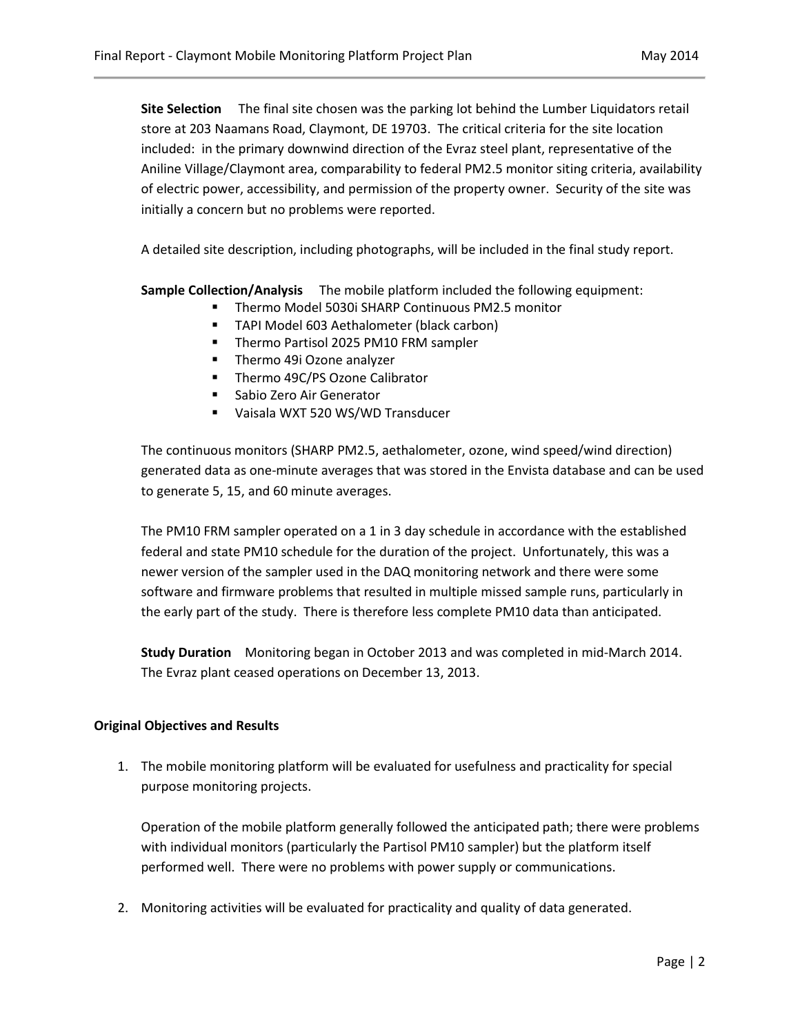**Site Selection** The final site chosen was the parking lot behind the Lumber Liquidators retail store at 203 Naamans Road, Claymont, DE 19703. The critical criteria for the site location included: in the primary downwind direction of the Evraz steel plant, representative of the Aniline Village/Claymont area, comparability to federal PM2.5 monitor siting criteria, availability of electric power, accessibility, and permission of the property owner. Security of the site was initially a concern but no problems were reported.

A detailed site description, including photographs, will be included in the final study report.

**Sample Collection/Analysis** The mobile platform included the following equipment:

- Thermo Model 5030i SHARP Continuous PM2.5 monitor
- TAPI Model 603 Aethalometer (black carbon)
- Thermo Partisol 2025 PM10 FRM sampler
- Thermo 49i Ozone analyzer
- Thermo 49C/PS Ozone Calibrator
- Sabio Zero Air Generator
- Vaisala WXT 520 WS/WD Transducer

The continuous monitors (SHARP PM2.5, aethalometer, ozone, wind speed/wind direction) generated data as one-minute averages that was stored in the Envista database and can be used to generate 5, 15, and 60 minute averages.

The PM10 FRM sampler operated on a 1 in 3 day schedule in accordance with the established federal and state PM10 schedule for the duration of the project. Unfortunately, this was a newer version of the sampler used in the DAQ monitoring network and there were some software and firmware problems that resulted in multiple missed sample runs, particularly in the early part of the study. There is therefore less complete PM10 data than anticipated.

**Study Duration** Monitoring began in October 2013 and was completed in mid-March 2014. The Evraz plant ceased operations on December 13, 2013.

**Original Objectives and Results**

1. The mobile monitoring platform will be evaluated for usefulness and practicality for special purpose monitoring projects.

   Operation of the mobile platform generally followed the anticipated path; there were problems with individual monitors (particularly the Partisol PM10 sampler) but the platform itself performed well. There were no problems with power supply or communications.

2. Monitoring activities will be evaluated for practicality and quality of data generated.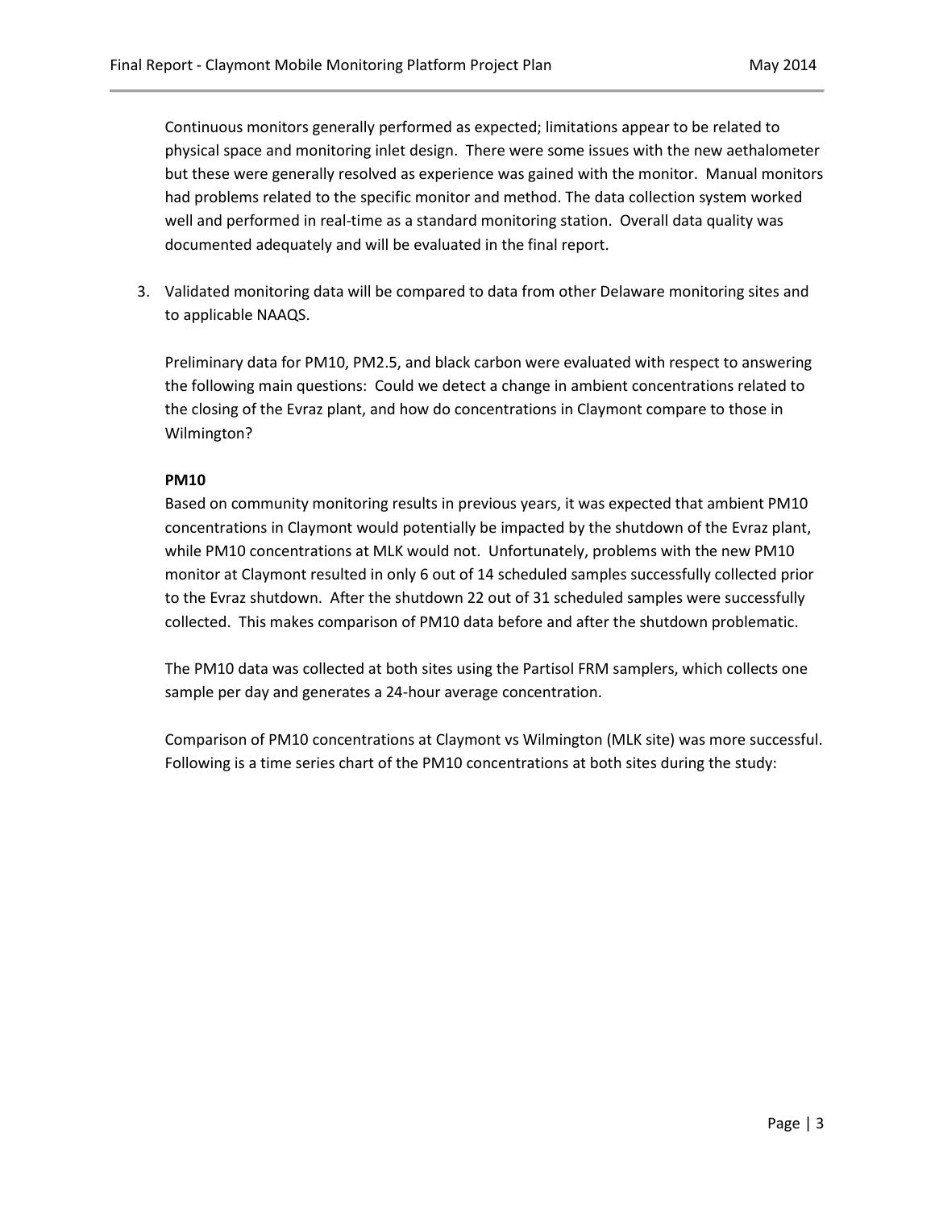Continuous monitors generally performed as expected; limitations appear to be related to physical space and monitoring inlet design. There were some issues with the new aethalometer but these were generally resolved as experience was gained with the monitor. Manual monitors had problems related to the specific monitor and method. The data collection system worked well and performed in real-time as a standard monitoring station. Overall data quality was documented adequately and will be evaluated in the final report.

3. Validated monitoring data will be compared to data from other Delaware monitoring sites and to applicable NAAQS.

   Preliminary data for PM10, PM2.5, and black carbon were evaluated with respect to answering the following main questions: Could we detect a change in ambient concentrations related to the closing of the Evraz plant, and how do concentrations in Claymont compare to those in Wilmington?

   **PM10**

   Based on community monitoring results in previous years, it was expected that ambient PM10 concentrations in Claymont would potentially be impacted by the shutdown of the Evraz plant, while PM10 concentrations at MLK would not. Unfortunately, problems with the new PM10 monitor at Claymont resulted in only 6 out of 14 scheduled samples successfully collected prior to the Evraz shutdown. After the shutdown 22 out of 31 scheduled samples were successfully collected. This makes comparison of PM10 data before and after the shutdown problematic.

   The PM10 data was collected at both sites using the Partisol FRM samplers, which collects one sample per day and generates a 24-hour average concentration.

   Comparison of PM10 concentrations at Claymont vs Wilmington (MLK site) was more successful. Following is a time series chart of the PM10 concentrations at both sites during the study: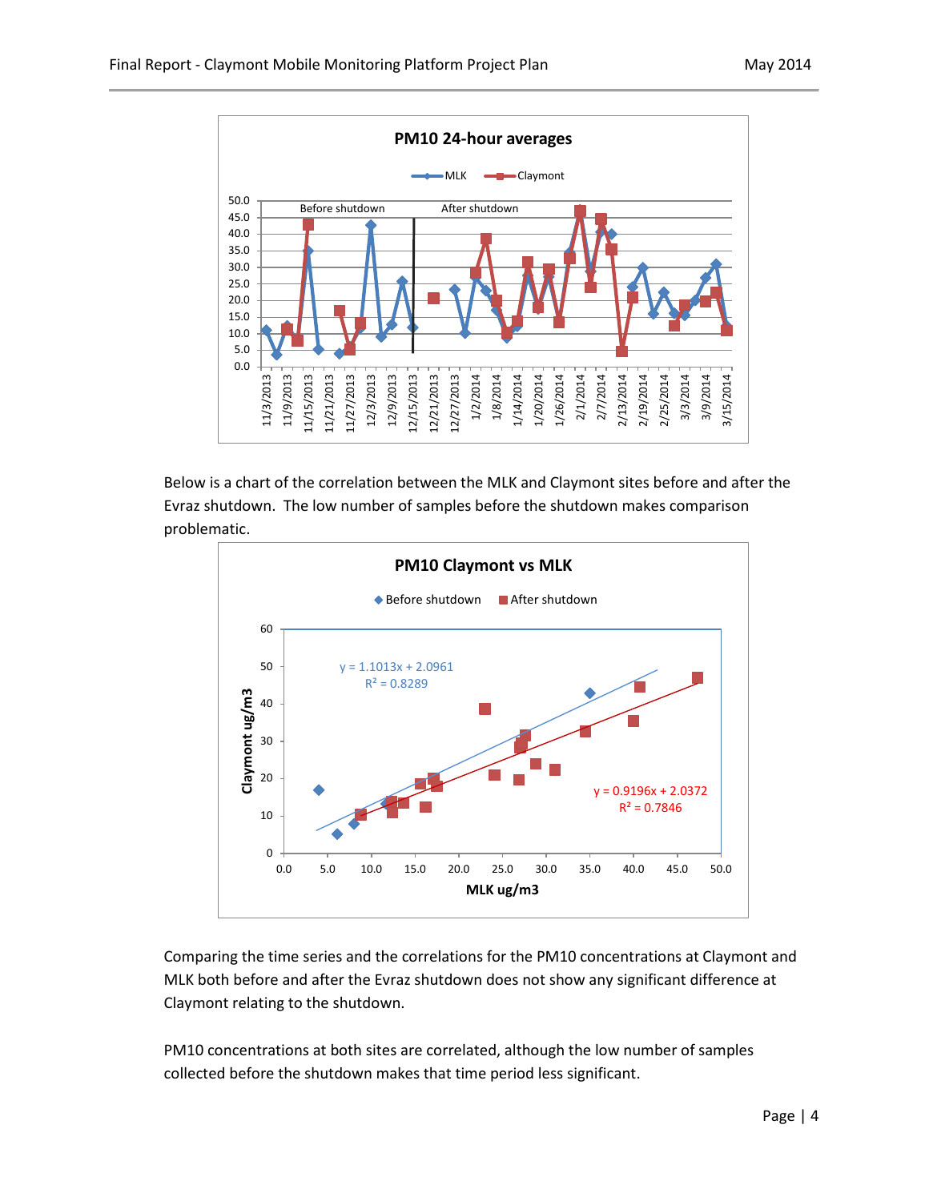Below is a chart of the correlation between the MLK and Claymont sites before and after the Evraz shutdown. The low number of samples before the shutdown makes comparison problematic.

Comparing the time series and the correlations for the PM10 concentrations at Claymont and MLK both before and after the Evraz shutdown does not show any significant difference at Claymont relating to the shutdown.

PM10 concentrations at both sites are correlated, although the low number of samples collected before the shutdown makes that time period less significant.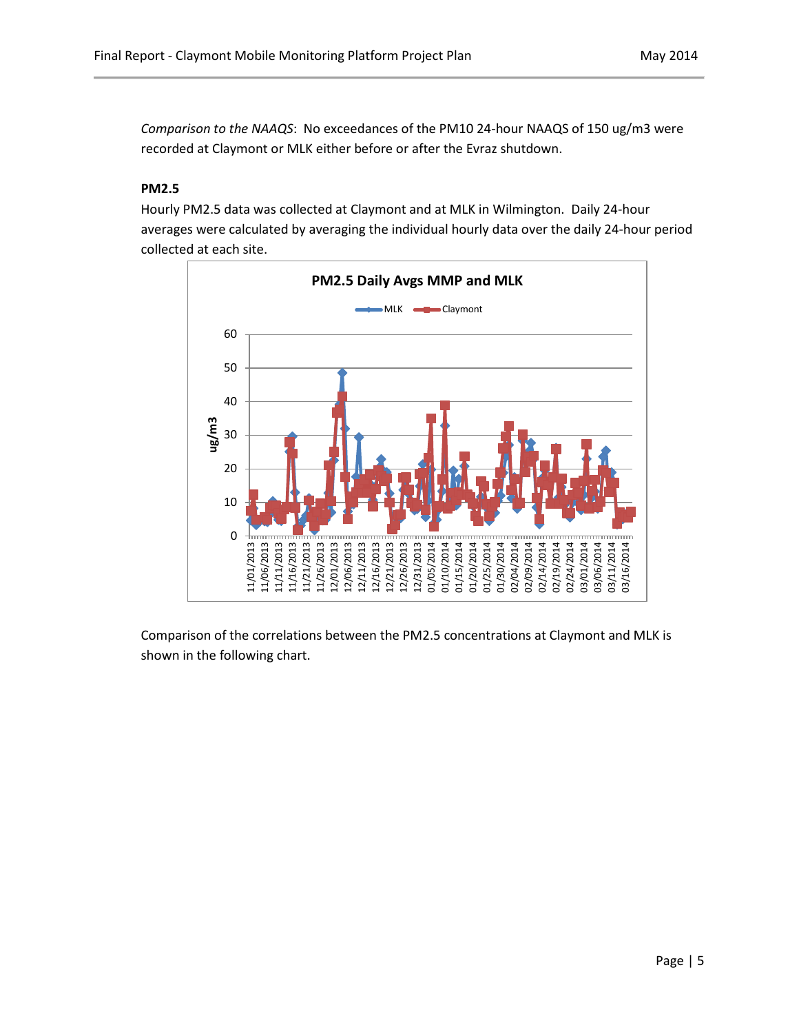*Comparison to the NAAQS*: No exceedances of the PM10 24-hour NAAQS of 150 ug/m3 were recorded at Claymont or MLK either before or after the Evraz shutdown.

**PM2.5**

Hourly PM2.5 data was collected at Claymont and at MLK in Wilmington. Daily 24-hour averages were calculated by averaging the individual hourly data over the daily 24-hour period collected at each site.

Comparison of the correlations between the PM2.5 concentrations at Claymont and MLK is shown in the following chart.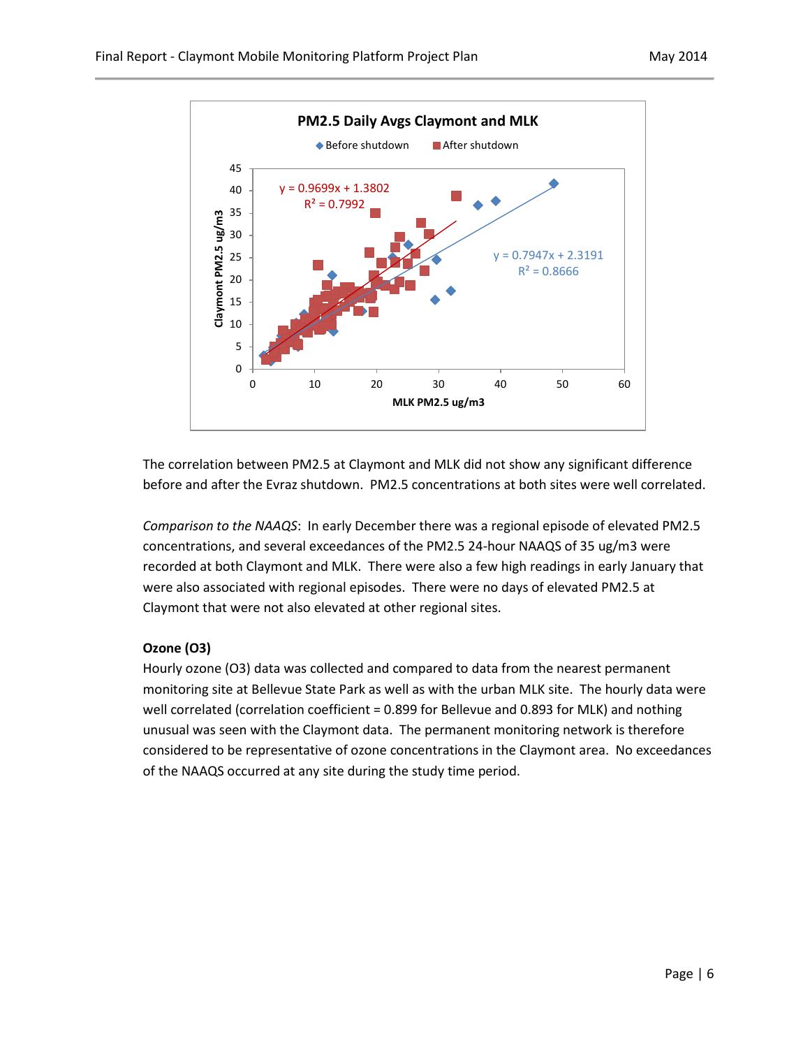The correlation between PM2.5 at Claymont and MLK did not show any significant difference before and after the Evraz shutdown. PM2.5 concentrations at both sites were well correlated.

*Comparison to the NAAQS*: In early December there was a regional episode of elevated PM2.5 concentrations, and several exceedances of the PM2.5 24-hour NAAQS of 35 ug/m3 were recorded at both Claymont and MLK. There were also a few high readings in early January that were also associated with regional episodes. There were no days of elevated PM2.5 at Claymont that were not also elevated at other regional sites.

**Ozone (O3)**

Hourly ozone (O3) data was collected and compared to data from the nearest permanent monitoring site at Bellevue State Park as well as with the urban MLK site. The hourly data were well correlated (correlation coefficient = 0.899 for Bellevue and 0.893 for MLK) and nothing unusual was seen with the Claymont data. The permanent monitoring network is therefore considered to be representative of ozone concentrations in the Claymont area. No exceedances of the NAAQS occurred at any site during the study time period.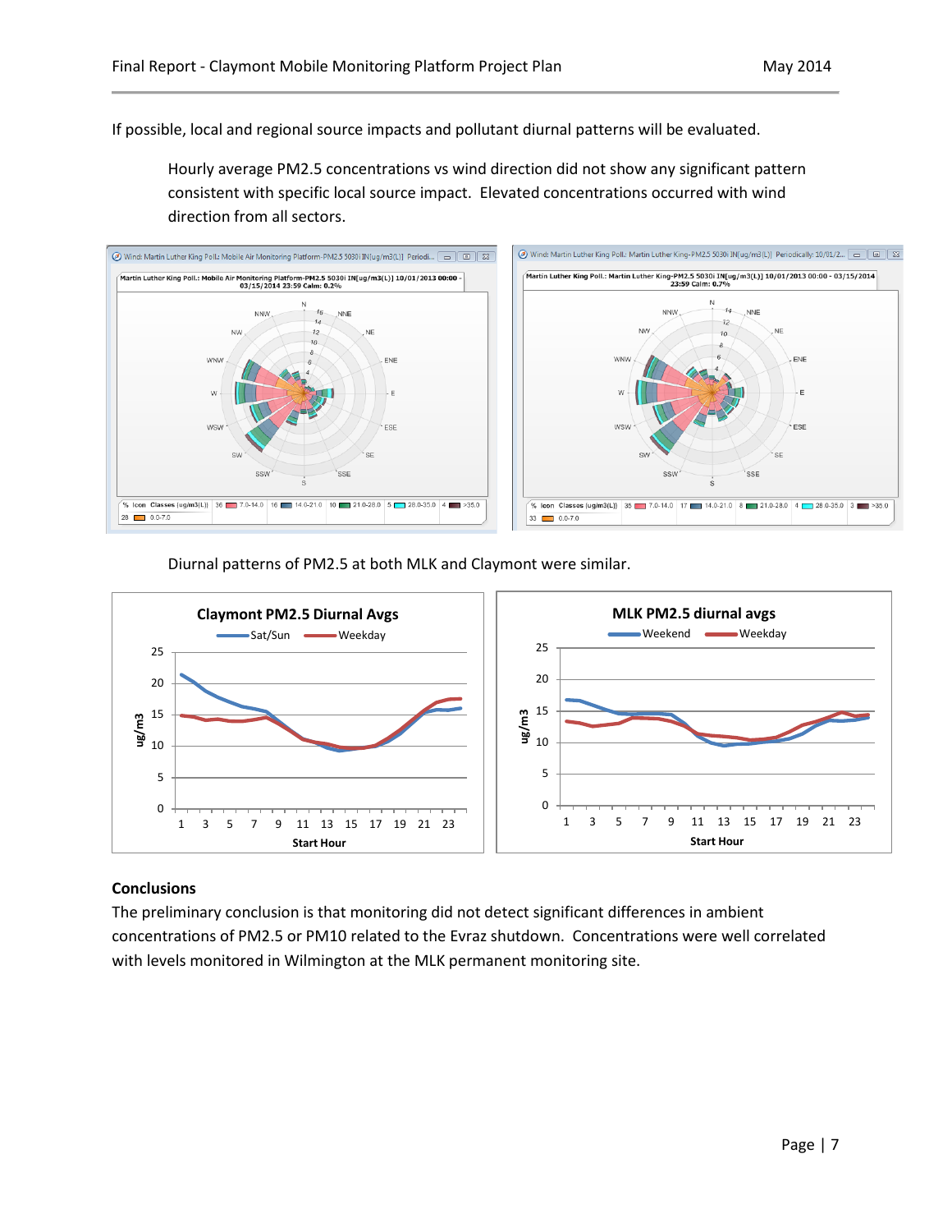If possible, local and regional source impacts and pollutant diurnal patterns will be evaluated.

Hourly average PM2.5 concentrations vs wind direction did not show any significant pattern consistent with specific local source impact. Elevated concentrations occurred with wind direction from all sectors.

Wind: Martin Luther King Poll.: Mobile Air Monitoring Platform-PM2.5 5030i IN[ug/m3(L)] Periodi...

Martin Luther King Poll.: Mobile Air Monitoring Platform-PM2.5 5030i IN[ug/m3(L)] 10/01/2013 00:00 - 03/15/2014 23:59 Calm: 0.2%

N NNE NE ENE E ESE SE SSE S SSW SW WSW W WNW NW NNW

16 14 12 10 8 6 4

% Icon Classes (ug/m3(L)) 36 7.0-14.0 16 14.0-21.0 10 21.0-28.0 5 28.0-35.0 4 >35.0 28 0.0-7.0

Wind: Martin Luther King Poll.: Martin Luther King-PM2.5 5030i IN[ug/m3(L)] Periodically: 10/01/2...

Martin Luther King Poll.: Martin Luther King-PM2.5 5030i IN[ug/m3(L)] 10/01/2013 00:00 - 03/15/2014 23:59 Calm: 0.7%

N NNE NE ENE E ESE SE SSE S SSW SW WSW W WNW NW NNW

14 12 10 8 6 4

% Icon Classes (ug/m3(L)) 35 7.0-14.0 17 14.0-21.0 8 21.0-28.0 4 28.0-35.0 3 >35.0 33 0.0-7.0

Diurnal patterns of PM2.5 at both MLK and Claymont were similar.

Claymont PM2.5 Diurnal Avgs

Sat/Sun Weekday

ug/m3

0 5 10 15 20 25

1 3 5 7 9 11 13 15 17 19 21 23

Start Hour

MLK PM2.5 diurnal avgs

Weekend Weekday

ug/m3

0 5 10 15 20 25

1 3 5 7 9 11 13 15 17 19 21 23

Start Hour

**Conclusions**

The preliminary conclusion is that monitoring did not detect significant differences in ambient concentrations of PM2.5 or PM10 related to the Evraz shutdown. Concentrations were well correlated with levels monitored in Wilmington at the MLK permanent monitoring site.